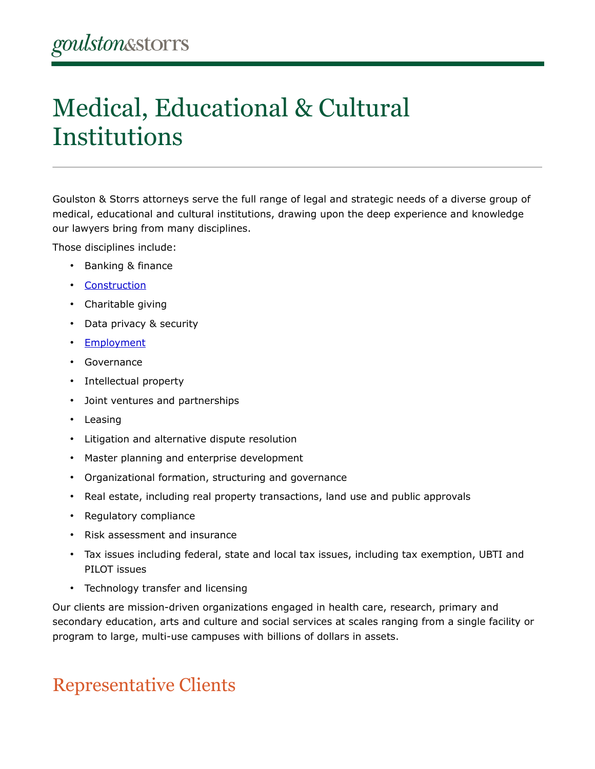goulston&storrs

# Medical, Educational & Cultural Institutions

Goulston & Storrs attorneys serve the full range of legal and strategic needs of a diverse group of medical, educational and cultural institutions, drawing upon the deep experience and knowledge our lawyers bring from many disciplines.

Those disciplines include:

- Banking & finance
- Construction
- Charitable giving
- Data privacy & security
- Employment
- Governance
- Intellectual property
- Joint ventures and partnerships
- Leasing
- Litigation and alternative dispute resolution
- Master planning and enterprise development
- Organizational formation, structuring and governance
- Real estate, including real property transactions, land use and public approvals
- Regulatory compliance
- Risk assessment and insurance
- Tax issues including federal, state and local tax issues, including tax exemption, UBTI and PILOT issues
- Technology transfer and licensing

Our clients are mission-driven organizations engaged in health care, research, primary and secondary education, arts and culture and social services at scales ranging from a single facility or program to large, multi-use campuses with billions of dollars in assets.

## Representative Clients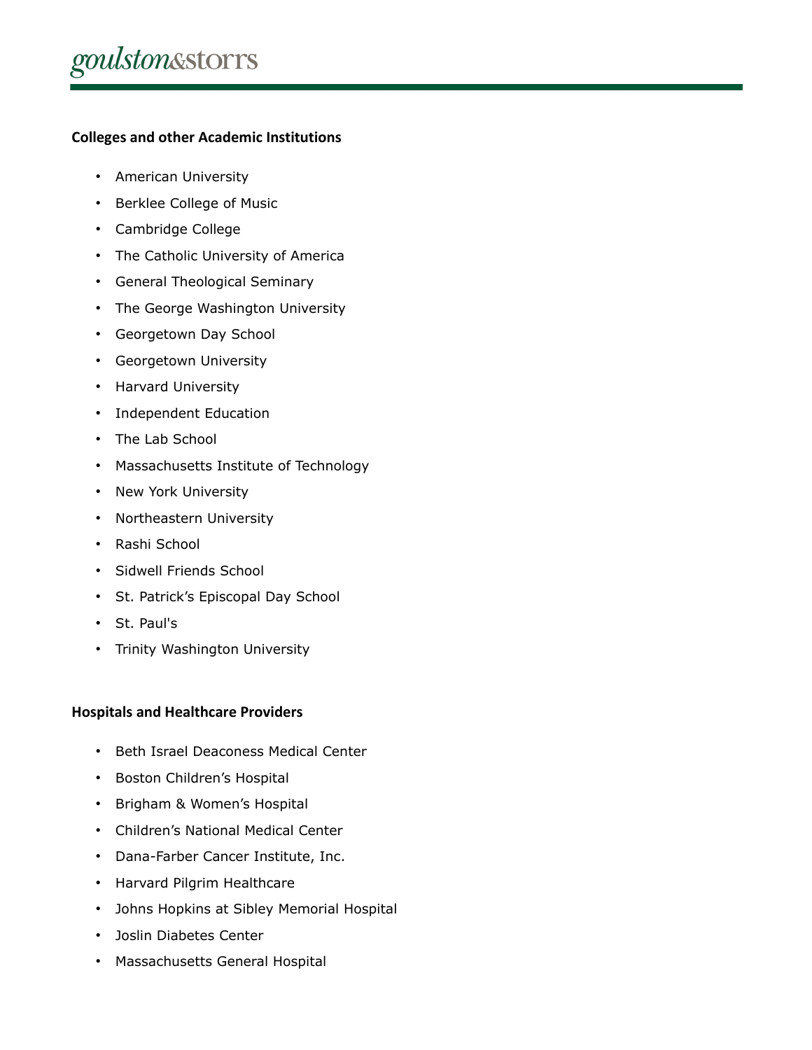**Colleges and other Academic Institutions**

- American University
- Berklee College of Music
- Cambridge College
- The Catholic University of America
- General Theological Seminary
- The George Washington University
- Georgetown Day School
- Georgetown University
- Harvard University
- Independent Education
- The Lab School
- Massachusetts Institute of Technology
- New York University
- Northeastern University
- Rashi School
- Sidwell Friends School
- St. Patrick's Episcopal Day School
- St. Paul's
- Trinity Washington University

**Hospitals and Healthcare Providers**

- Beth Israel Deaconess Medical Center
- Boston Children's Hospital
- Brigham & Women's Hospital
- Children's National Medical Center
- Dana-Farber Cancer Institute, Inc.
- Harvard Pilgrim Healthcare
- Johns Hopkins at Sibley Memorial Hospital
- Joslin Diabetes Center
- Massachusetts General Hospital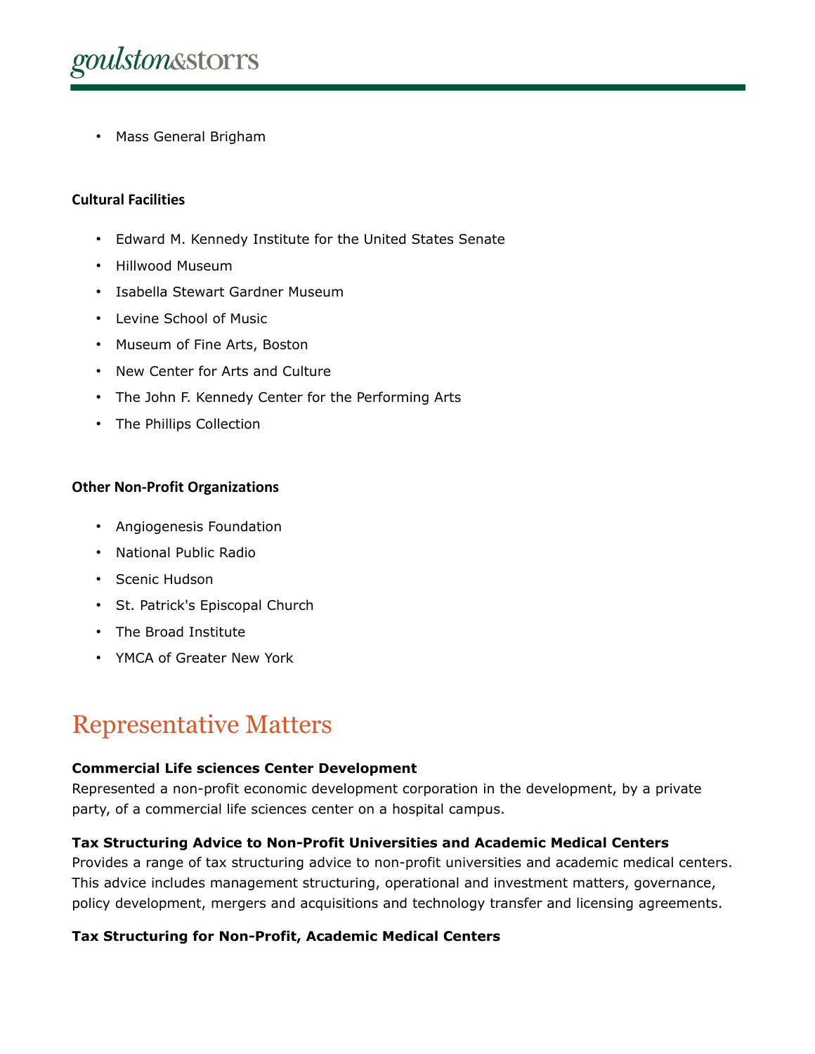- Mass General Brigham

#### Cultural Facilities

- Edward M. Kennedy Institute for the United States Senate
- Hillwood Museum
- Isabella Stewart Gardner Museum
- Levine School of Music
- Museum of Fine Arts, Boston
- New Center for Arts and Culture
- The John F. Kennedy Center for the Performing Arts
- The Phillips Collection

#### Other Non-Profit Organizations

- Angiogenesis Foundation
- National Public Radio
- Scenic Hudson
- St. Patrick's Episcopal Church
- The Broad Institute
- YMCA of Greater New York

## Representative Matters

**Commercial Life sciences Center Development**
Represented a non-profit economic development corporation in the development, by a private party, of a commercial life sciences center on a hospital campus.

**Tax Structuring Advice to Non-Profit Universities and Academic Medical Centers**
Provides a range of tax structuring advice to non-profit universities and academic medical centers. This advice includes management structuring, operational and investment matters, governance, policy development, mergers and acquisitions and technology transfer and licensing agreements.

**Tax Structuring for Non-Profit, Academic Medical Centers**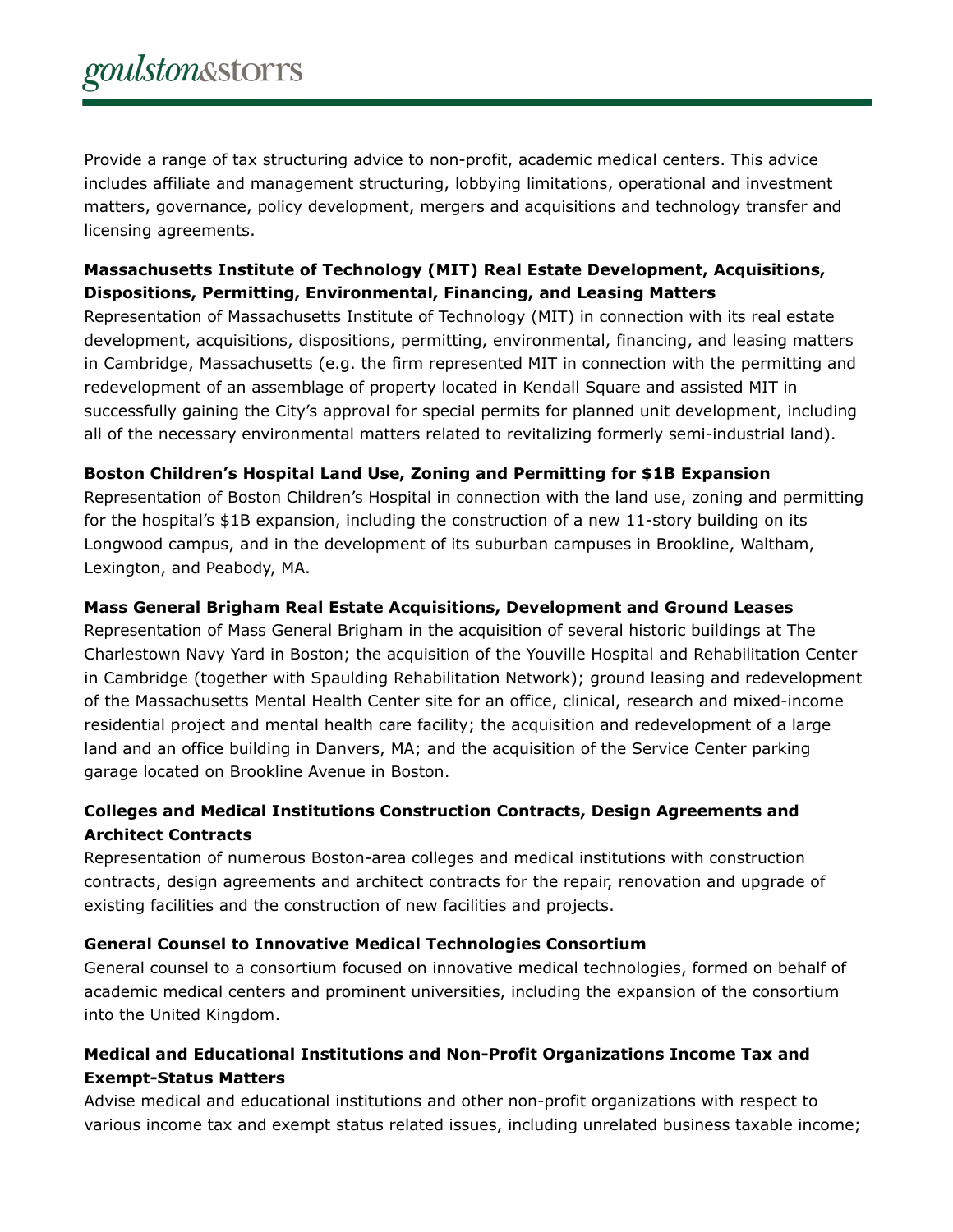Provide a range of tax structuring advice to non-profit, academic medical centers. This advice includes affiliate and management structuring, lobbying limitations, operational and investment matters, governance, policy development, mergers and acquisitions and technology transfer and licensing agreements.

**Massachusetts Institute of Technology (MIT) Real Estate Development, Acquisitions, Dispositions, Permitting, Environmental, Financing, and Leasing Matters**

Representation of Massachusetts Institute of Technology (MIT) in connection with its real estate development, acquisitions, dispositions, permitting, environmental, financing, and leasing matters in Cambridge, Massachusetts (e.g. the firm represented MIT in connection with the permitting and redevelopment of an assemblage of property located in Kendall Square and assisted MIT in successfully gaining the City's approval for special permits for planned unit development, including all of the necessary environmental matters related to revitalizing formerly semi-industrial land).

**Boston Children's Hospital Land Use, Zoning and Permitting for $1B Expansion**

Representation of Boston Children's Hospital in connection with the land use, zoning and permitting for the hospital's $1B expansion, including the construction of a new 11-story building on its Longwood campus, and in the development of its suburban campuses in Brookline, Waltham, Lexington, and Peabody, MA.

**Mass General Brigham Real Estate Acquisitions, Development and Ground Leases**

Representation of Mass General Brigham in the acquisition of several historic buildings at The Charlestown Navy Yard in Boston; the acquisition of the Youville Hospital and Rehabilitation Center in Cambridge (together with Spaulding Rehabilitation Network); ground leasing and redevelopment of the Massachusetts Mental Health Center site for an office, clinical, research and mixed-income residential project and mental health care facility; the acquisition and redevelopment of a large land and an office building in Danvers, MA; and the acquisition of the Service Center parking garage located on Brookline Avenue in Boston.

**Colleges and Medical Institutions Construction Contracts, Design Agreements and Architect Contracts**

Representation of numerous Boston-area colleges and medical institutions with construction contracts, design agreements and architect contracts for the repair, renovation and upgrade of existing facilities and the construction of new facilities and projects.

**General Counsel to Innovative Medical Technologies Consortium**

General counsel to a consortium focused on innovative medical technologies, formed on behalf of academic medical centers and prominent universities, including the expansion of the consortium into the United Kingdom.

**Medical and Educational Institutions and Non-Profit Organizations Income Tax and Exempt-Status Matters**

Advise medical and educational institutions and other non-profit organizations with respect to various income tax and exempt status related issues, including unrelated business taxable income;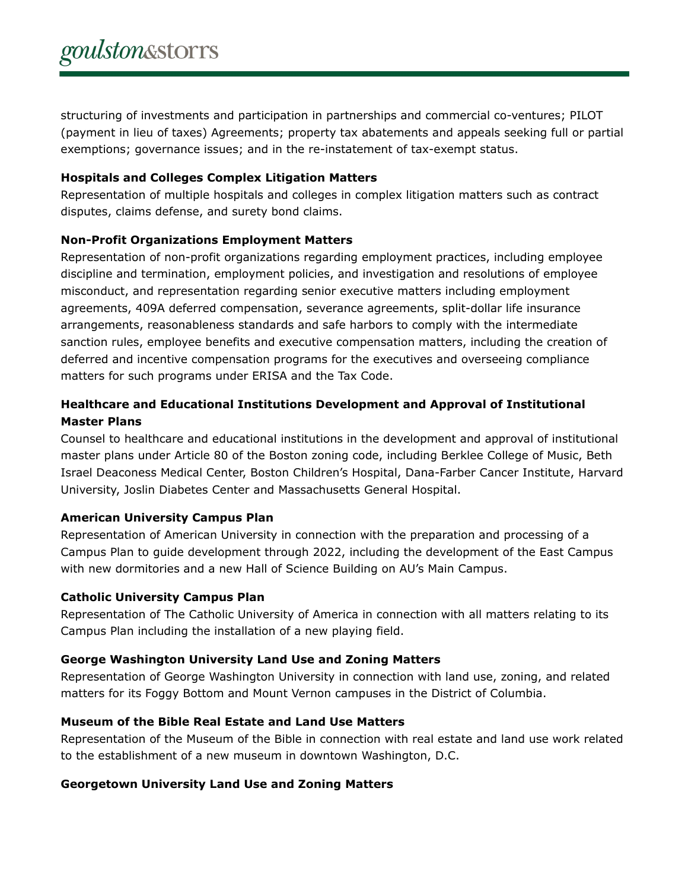structuring of investments and participation in partnerships and commercial co-ventures; PILOT (payment in lieu of taxes) Agreements; property tax abatements and appeals seeking full or partial exemptions; governance issues; and in the re-instatement of tax-exempt status.

**Hospitals and Colleges Complex Litigation Matters**

Representation of multiple hospitals and colleges in complex litigation matters such as contract disputes, claims defense, and surety bond claims.

**Non-Profit Organizations Employment Matters**

Representation of non-profit organizations regarding employment practices, including employee discipline and termination, employment policies, and investigation and resolutions of employee misconduct, and representation regarding senior executive matters including employment agreements, 409A deferred compensation, severance agreements, split-dollar life insurance arrangements, reasonableness standards and safe harbors to comply with the intermediate sanction rules, employee benefits and executive compensation matters, including the creation of deferred and incentive compensation programs for the executives and overseeing compliance matters for such programs under ERISA and the Tax Code.

**Healthcare and Educational Institutions Development and Approval of Institutional Master Plans**

Counsel to healthcare and educational institutions in the development and approval of institutional master plans under Article 80 of the Boston zoning code, including Berklee College of Music, Beth Israel Deaconess Medical Center, Boston Children's Hospital, Dana-Farber Cancer Institute, Harvard University, Joslin Diabetes Center and Massachusetts General Hospital.

**American University Campus Plan**

Representation of American University in connection with the preparation and processing of a Campus Plan to guide development through 2022, including the development of the East Campus with new dormitories and a new Hall of Science Building on AU's Main Campus.

**Catholic University Campus Plan**

Representation of The Catholic University of America in connection with all matters relating to its Campus Plan including the installation of a new playing field.

**George Washington University Land Use and Zoning Matters**

Representation of George Washington University in connection with land use, zoning, and related matters for its Foggy Bottom and Mount Vernon campuses in the District of Columbia.

**Museum of the Bible Real Estate and Land Use Matters**

Representation of the Museum of the Bible in connection with real estate and land use work related to the establishment of a new museum in downtown Washington, D.C.

**Georgetown University Land Use and Zoning Matters**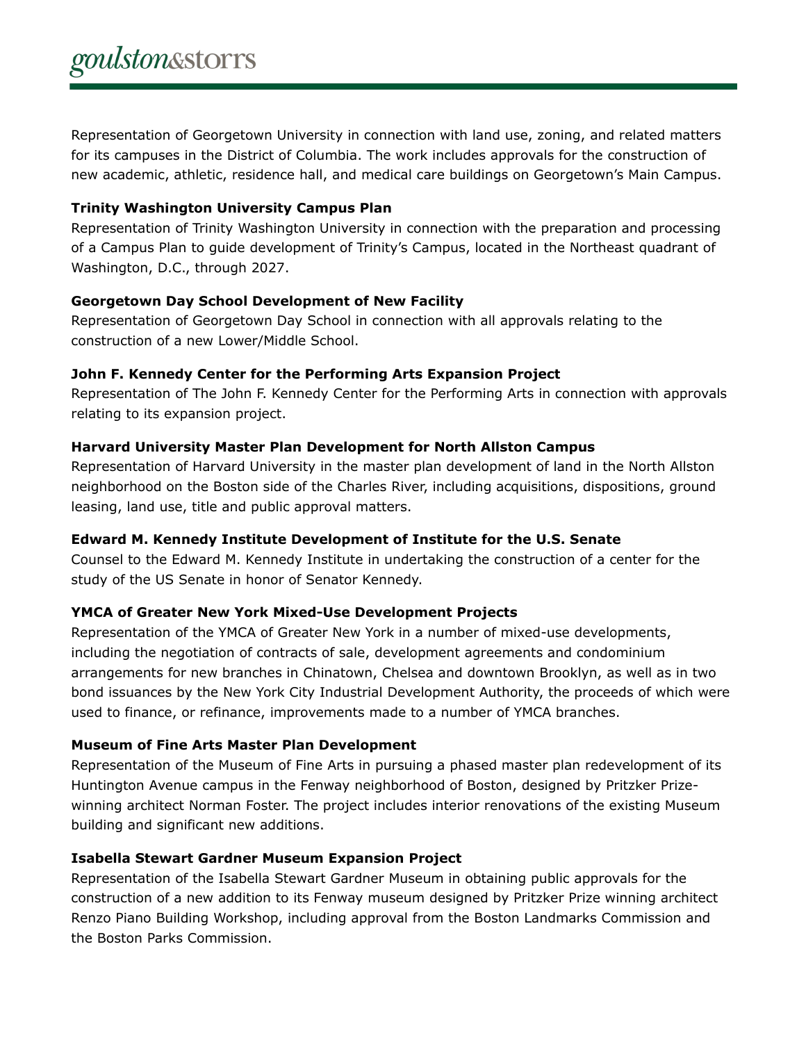Representation of Georgetown University in connection with land use, zoning, and related matters for its campuses in the District of Columbia. The work includes approvals for the construction of new academic, athletic, residence hall, and medical care buildings on Georgetown's Main Campus.

**Trinity Washington University Campus Plan**

Representation of Trinity Washington University in connection with the preparation and processing of a Campus Plan to guide development of Trinity's Campus, located in the Northeast quadrant of Washington, D.C., through 2027.

**Georgetown Day School Development of New Facility**

Representation of Georgetown Day School in connection with all approvals relating to the construction of a new Lower/Middle School.

**John F. Kennedy Center for the Performing Arts Expansion Project**

Representation of The John F. Kennedy Center for the Performing Arts in connection with approvals relating to its expansion project.

**Harvard University Master Plan Development for North Allston Campus**

Representation of Harvard University in the master plan development of land in the North Allston neighborhood on the Boston side of the Charles River, including acquisitions, dispositions, ground leasing, land use, title and public approval matters.

**Edward M. Kennedy Institute Development of Institute for the U.S. Senate**

Counsel to the Edward M. Kennedy Institute in undertaking the construction of a center for the study of the US Senate in honor of Senator Kennedy.

**YMCA of Greater New York Mixed-Use Development Projects**

Representation of the YMCA of Greater New York in a number of mixed-use developments, including the negotiation of contracts of sale, development agreements and condominium arrangements for new branches in Chinatown, Chelsea and downtown Brooklyn, as well as in two bond issuances by the New York City Industrial Development Authority, the proceeds of which were used to finance, or refinance, improvements made to a number of YMCA branches.

**Museum of Fine Arts Master Plan Development**

Representation of the Museum of Fine Arts in pursuing a phased master plan redevelopment of its Huntington Avenue campus in the Fenway neighborhood of Boston, designed by Pritzker Prize-winning architect Norman Foster. The project includes interior renovations of the existing Museum building and significant new additions.

**Isabella Stewart Gardner Museum Expansion Project**

Representation of the Isabella Stewart Gardner Museum in obtaining public approvals for the construction of a new addition to its Fenway museum designed by Pritzker Prize winning architect Renzo Piano Building Workshop, including approval from the Boston Landmarks Commission and the Boston Parks Commission.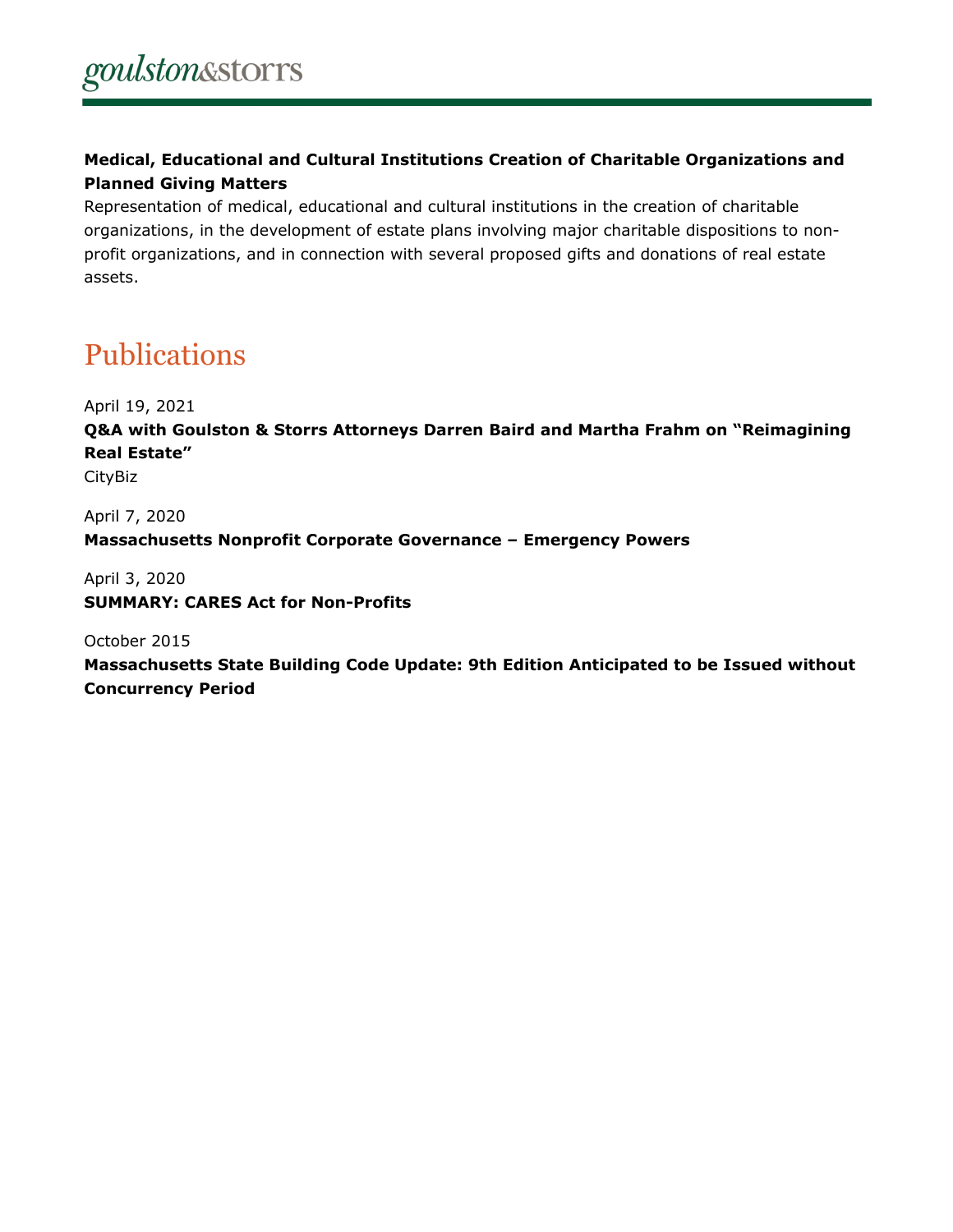**Medical, Educational and Cultural Institutions Creation of Charitable Organizations and Planned Giving Matters**

Representation of medical, educational and cultural institutions in the creation of charitable organizations, in the development of estate plans involving major charitable dispositions to non-profit organizations, and in connection with several proposed gifts and donations of real estate assets.

## Publications

April 19, 2021

**Q&A with Goulston & Storrs Attorneys Darren Baird and Martha Frahm on "Reimagining Real Estate"**

CityBiz

April 7, 2020

**Massachusetts Nonprofit Corporate Governance – Emergency Powers**

April 3, 2020

**SUMMARY: CARES Act for Non-Profits**

October 2015

**Massachusetts State Building Code Update: 9th Edition Anticipated to be Issued without Concurrency Period**